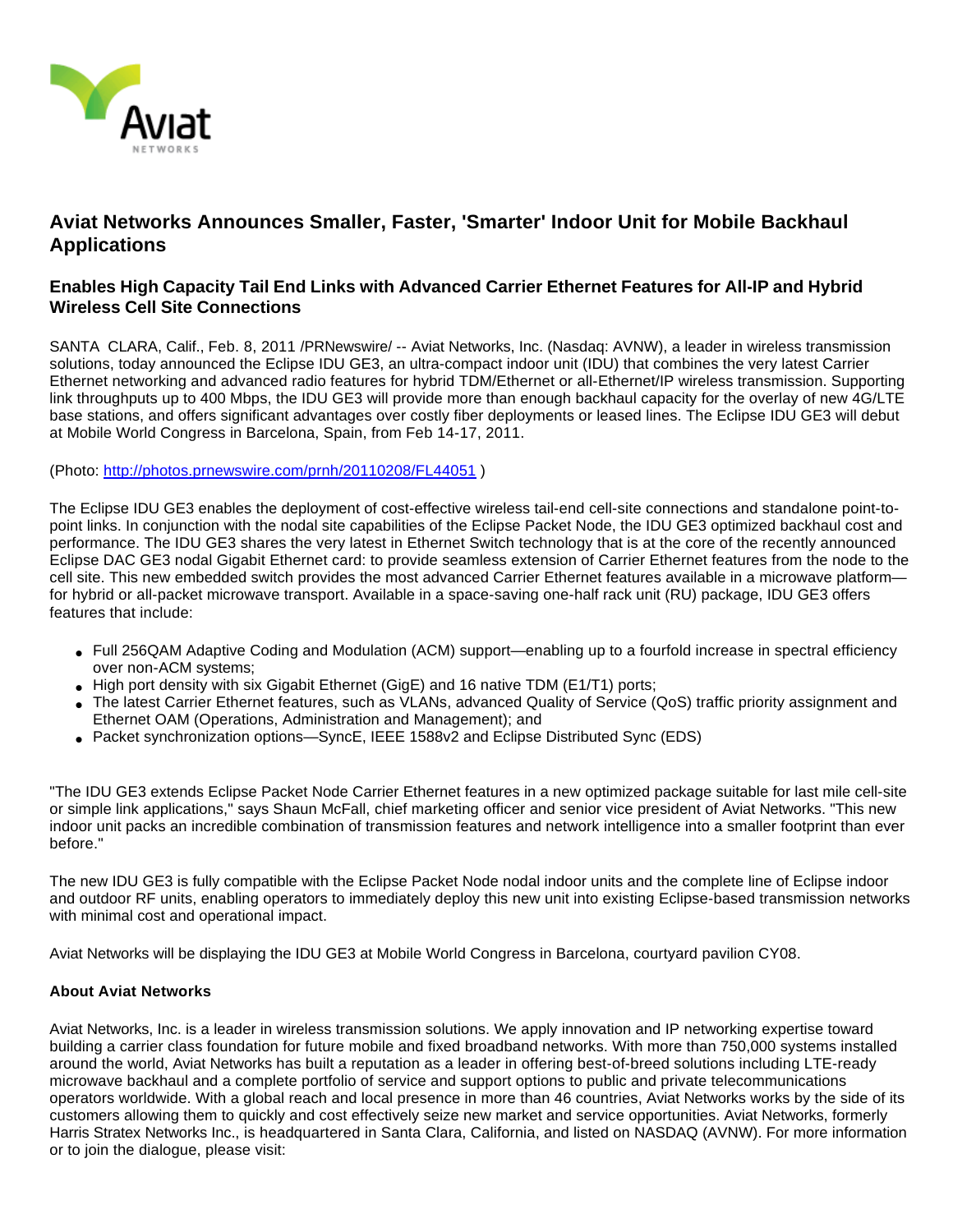# Aviat Networks Announces Smaller, Faster, 'Smarter' Indoor Unit for Mobile Backhaul Applications

## Enables High Capacity Tail End Links with Advanced Carrier Ethernet Features for All-IP and Hybrid Wireless Cell Site Connections

SANTA CLARA, Calif., Feb. 8, 2011 /PRNewswire/ -- Aviat Networks, Inc. (Nasdaq: AVNW), a leader in wireless transmission solutions, today announced the Eclipse IDU GE3, an ultra-compact indoor unit (IDU) that combines the very latest Carrier Ethernet networking and advanced radio features for hybrid TDM/Ethernet or all-Ethernet/IP wireless transmission. Supporting link throughputs up to 400 Mbps, the IDU GE3 will provide more than enough backhaul capacity for the overlay of new 4G/LTE base stations, and offers significant advantages over costly fiber deployments or leased lines. The Eclipse IDU GE3 will debut at Mobile World Congress in Barcelona, Spain, from Feb 14-17, 2011.

(Photo: http://photos.prnewswire.com/prnh/20110208/FL44051 )

The Eclipse IDU GE3 enables the deployment of cost-effective wireless tail-end cell-site connections and standalone point-to-point links. In conjunction with the nodal site capabilities of the Eclipse Packet Node, the IDU GE3 optimized backhaul cost and performance. The IDU GE3 shares the very latest in Ethernet Switch technology that is at the core of the recently announced Eclipse DAC GE3 nodal Gigabit Ethernet card: to provide seamless extension of Carrier Ethernet features from the node to the cell site. This new embedded switch provides the most advanced Carrier Ethernet features available in a microwave platform—for hybrid or all-packet microwave transport. Available in a space-saving one-half rack unit (RU) package, IDU GE3 offers features that include:

- Full 256QAM Adaptive Coding and Modulation (ACM) support—enabling up to a fourfold increase in spectral efficiency over non-ACM systems;
- High port density with six Gigabit Ethernet (GigE) and 16 native TDM (E1/T1) ports;
- The latest Carrier Ethernet features, such as VLANs, advanced Quality of Service (QoS) traffic priority assignment and Ethernet OAM (Operations, Administration and Management); and
- Packet synchronization options—SyncE, IEEE 1588v2 and Eclipse Distributed Sync (EDS)

"The IDU GE3 extends Eclipse Packet Node Carrier Ethernet features in a new optimized package suitable for last mile cell-site or simple link applications," says Shaun McFall, chief marketing officer and senior vice president of Aviat Networks. "This new indoor unit packs an incredible combination of transmission features and network intelligence into a smaller footprint than ever before."

The new IDU GE3 is fully compatible with the Eclipse Packet Node nodal indoor units and the complete line of Eclipse indoor and outdoor RF units, enabling operators to immediately deploy this new unit into existing Eclipse-based transmission networks with minimal cost and operational impact.

Aviat Networks will be displaying the IDU GE3 at Mobile World Congress in Barcelona, courtyard pavilion CY08.

**About Aviat Networks**

Aviat Networks, Inc. is a leader in wireless transmission solutions. We apply innovation and IP networking expertise toward building a carrier class foundation for future mobile and fixed broadband networks. With more than 750,000 systems installed around the world, Aviat Networks has built a reputation as a leader in offering best-of-breed solutions including LTE-ready microwave backhaul and a complete portfolio of service and support options to public and private telecommunications operators worldwide. With a global reach and local presence in more than 46 countries, Aviat Networks works by the side of its customers allowing them to quickly and cost effectively seize new market and service opportunities. Aviat Networks, formerly Harris Stratex Networks Inc., is headquartered in Santa Clara, California, and listed on NASDAQ (AVNW). For more information or to join the dialogue, please visit: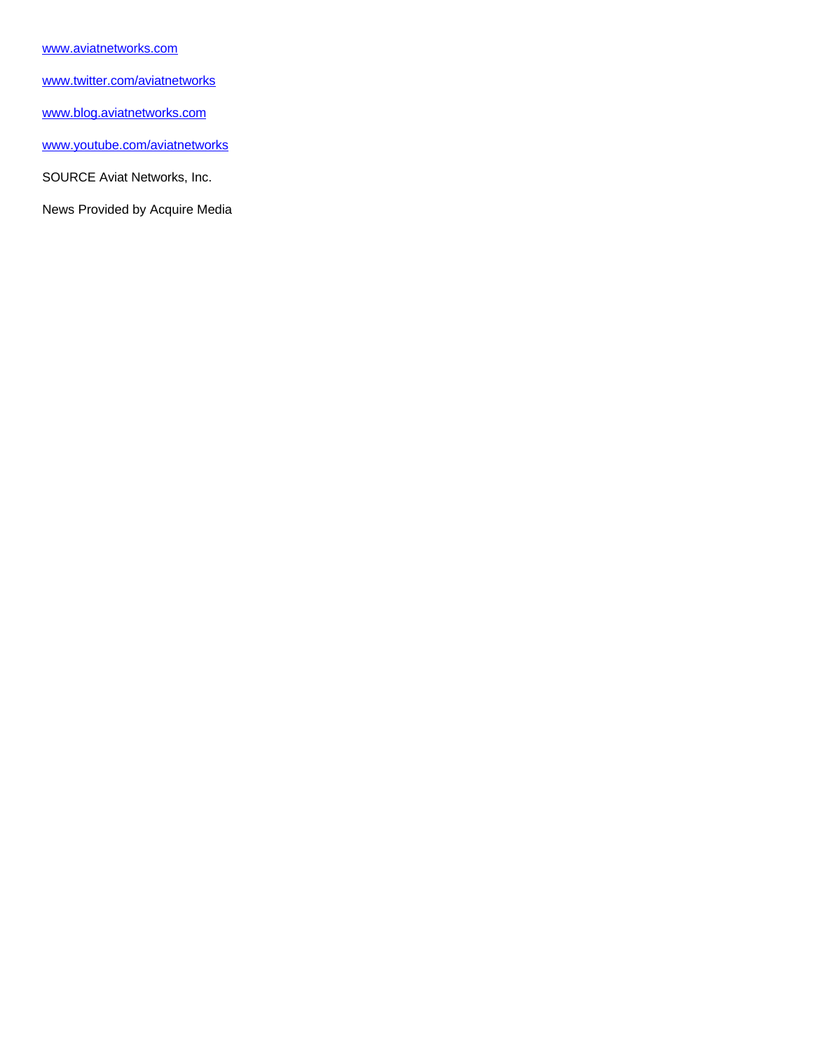www.aviatnetworks.com

www.twitter.com/aviatnetworks

www.blog.aviatnetworks.com

www.youtube.com/aviatnetworks

SOURCE Aviat Networks, Inc.

News Provided by Acquire Media